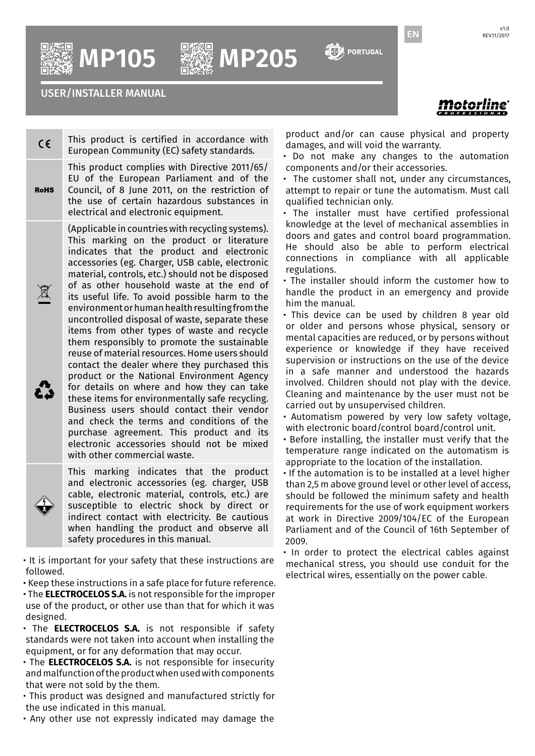# MP105 MP205

PORTUGAL

## USER/INSTALLER MANUAL

| | |
|---|---|
| CE | This product is certified in accordance with European Community (EC) safety standards. |
| RoHS | This product complies with Directive 2011/65/EU of the European Parliament and of the Council, of 8 June 2011, on the restriction of the use of certain hazardous substances in electrical and electronic equipment. |
| | (Applicable in countries with recycling systems). This marking on the product or literature indicates that the product and electronic accessories (eg. Charger, USB cable, electronic material, controls, etc.) should not be disposed of as other household waste at the end of its useful life. To avoid possible harm to the environment or human health resulting from the uncontrolled disposal of waste, separate these items from other types of waste and recycle them responsibly to promote the sustainable reuse of material resources. Home users should contact the dealer where they purchased this product or the National Environment Agency for details on where and how they can take these items for environmentally safe recycling. Business users should contact their vendor and check the terms and conditions of the purchase agreement. This product and its electronic accessories should not be mixed with other commercial waste. |
| | This marking indicates that the product and electronic accessories (eg. charger, USB cable, electronic material, controls, etc.) are susceptible to electric shock by direct or indirect contact with electricity. Be cautious when handling the product and observe all safety procedures in this manual. |

- It is important for your safety that these instructions are followed.
- Keep these instructions in a safe place for future reference.
- The **ELECTROCELOS S.A.** is not responsible for the improper use of the product, or other use than that for which it was designed.
- The **ELECTROCELOS S.A.** is not responsible if safety standards were not taken into account when installing the equipment, or for any deformation that may occur.
- The **ELECTROCELOS S.A.** is not responsible for insecurity and malfunction of the product when used with components that were not sold by the them.
- This product was designed and manufactured strictly for the use indicated in this manual.
- Any other use not expressly indicated may damage the product and/or can cause physical and property damages, and will void the warranty.
- Do not make any changes to the automation components and/or their accessories.
- The customer shall not, under any circumstances, attempt to repair or tune the automatism. Must call qualified technician only.
- The installer must have certified professional knowledge at the level of mechanical assemblies in doors and gates and control board programmation. He should also be able to perform electrical connections in compliance with all applicable regulations.
- The installer should inform the customer how to handle the product in an emergency and provide him the manual.
- This device can be used by children 8 year old or older and persons whose physical, sensory or mental capacities are reduced, or by persons without experience or knowledge if they have received supervision or instructions on the use of the device in a safe manner and understood the hazards involved. Children should not play with the device. Cleaning and maintenance by the user must not be carried out by unsupervised children.
- Automatism powered by very low safety voltage, with electronic board/control board/control unit.
- Before installing, the installer must verify that the temperature range indicated on the automatism is appropriate to the location of the installation.
- If the automation is to be installed at a level higher than 2,5 m above ground level or other level of access, should be followed the minimum safety and health requirements for the use of work equipment workers at work in Directive 2009/104/EC of the European Parliament and of the Council of 16th September of 2009.
- In order to protect the electrical cables against mechanical stress, you should use conduit for the electrical wires, essentially on the power cable.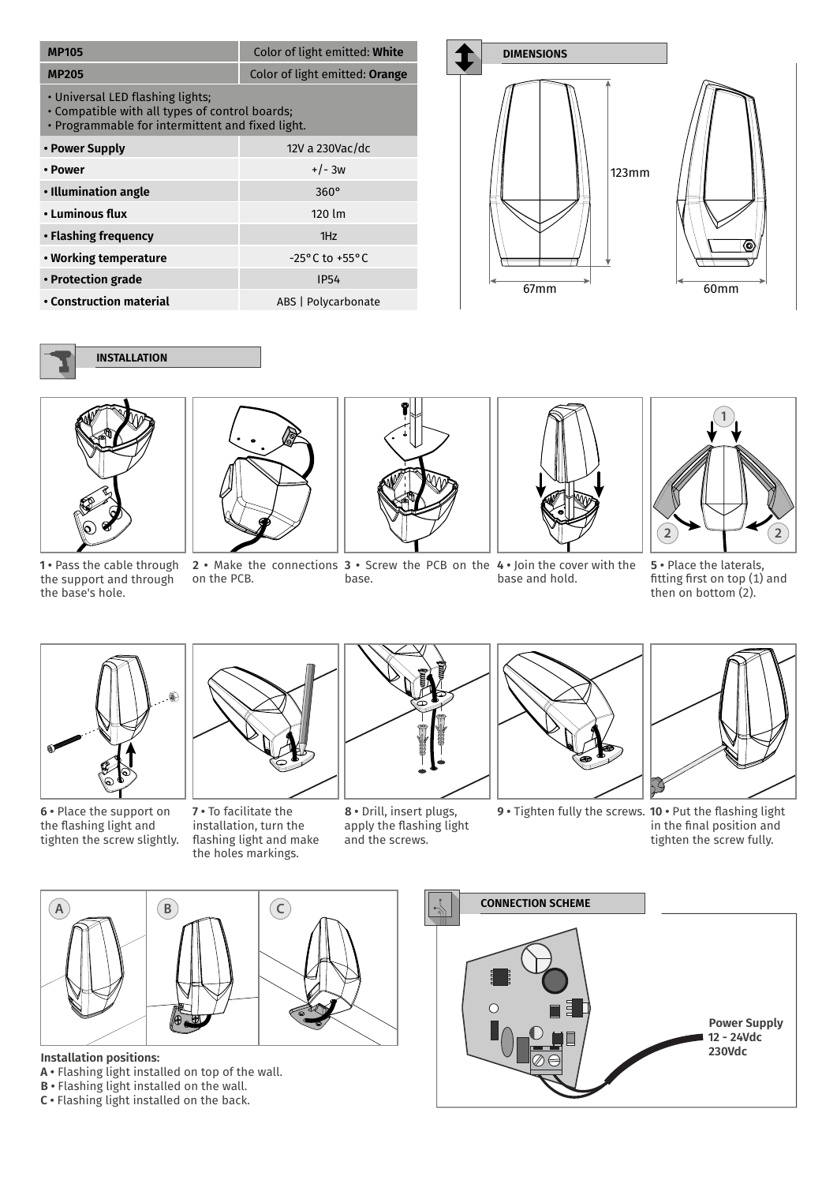| MP105 | Color of light emitted: **White** |
| --- | --- |
| **MP205** | Color of light emitted: **Orange** |
| • Universal LED flashing lights;<br>• Compatible with all types of control boards;<br>• Programmable for intermittent and fixed light. | |
| **• Power Supply** | 12V a 230Vac/dc |
| **• Power** | +/- 3w |
| **• Illumination angle** | 360° |
| **• Luminous flux** | 120 lm |
| **• Flashing frequency** | 1Hz |
| **• Working temperature** | -25°C to +55°C |
| **• Protection grade** | IP54 |
| **• Construction material** | ABS \| Polycarbonate |

## DIMENSIONS

123mm

67mm

60mm

## INSTALLATION

**1** • Pass the cable through the support and through the base's hole.

**2** • Make the connections on the PCB.

**3** • Screw the PCB on the base.

**4** • Join the cover with the base and hold.

**5** • Place the laterals, fitting first on top (1) and then on bottom (2).

**6** • Place the support on the flashing light and tighten the screw slightly.

**7** • To facilitate the installation, turn the flashing light and make the holes markings.

**8** • Drill, insert plugs, apply the flashing light and the screws.

**9** • Tighten fully the screws.

**10** • Put the flashing light in the final position and tighten the screw fully.

**Installation positions:**

**A** • Flashing light installed on top of the wall.

**B** • Flashing light installed on the wall.

**C** • Flashing light installed on the back.

## CONNECTION SCHEME

**Power Supply**
**12 - 24Vdc**
**230Vdc**